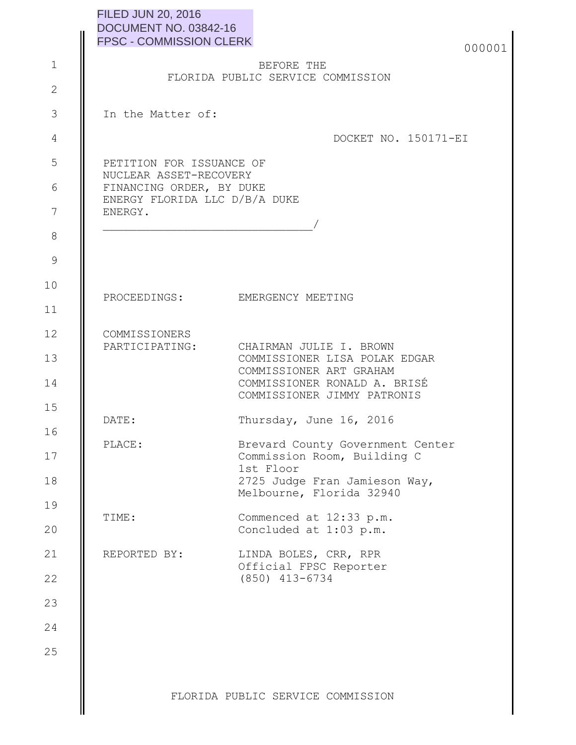FILED JUN 20, 2016
DOCUMENT NO. 03842-16
FPSC - COMMISSION CLERK

000001

BEFORE THE
FLORIDA PUBLIC SERVICE COMMISSION

In the Matter of:

DOCKET NO. 150171-EI

PETITION FOR ISSUANCE OF NUCLEAR ASSET-RECOVERY FINANCING ORDER, BY DUKE ENERGY FLORIDA LLC D/B/A DUKE ENERGY.
_______________________________/

| | |
|---|---|
| PROCEEDINGS: | EMERGENCY MEETING |
| COMMISSIONERS PARTICIPATING: | CHAIRMAN JULIE I. BROWN<br>COMMISSIONER LISA POLAK EDGAR<br>COMMISSIONER ART GRAHAM<br>COMMISSIONER RONALD A. BRISÉ<br>COMMISSIONER JIMMY PATRONIS |
| DATE: | Thursday, June 16, 2016 |
| PLACE: | Brevard County Government Center<br>Commission Room, Building C<br>1st Floor<br>2725 Judge Fran Jamieson Way,<br>Melbourne, Florida 32940 |
| TIME: | Commenced at 12:33 p.m.<br>Concluded at 1:03 p.m. |
| REPORTED BY: | LINDA BOLES, CRR, RPR<br>Official FPSC Reporter<br>(850) 413-6734 |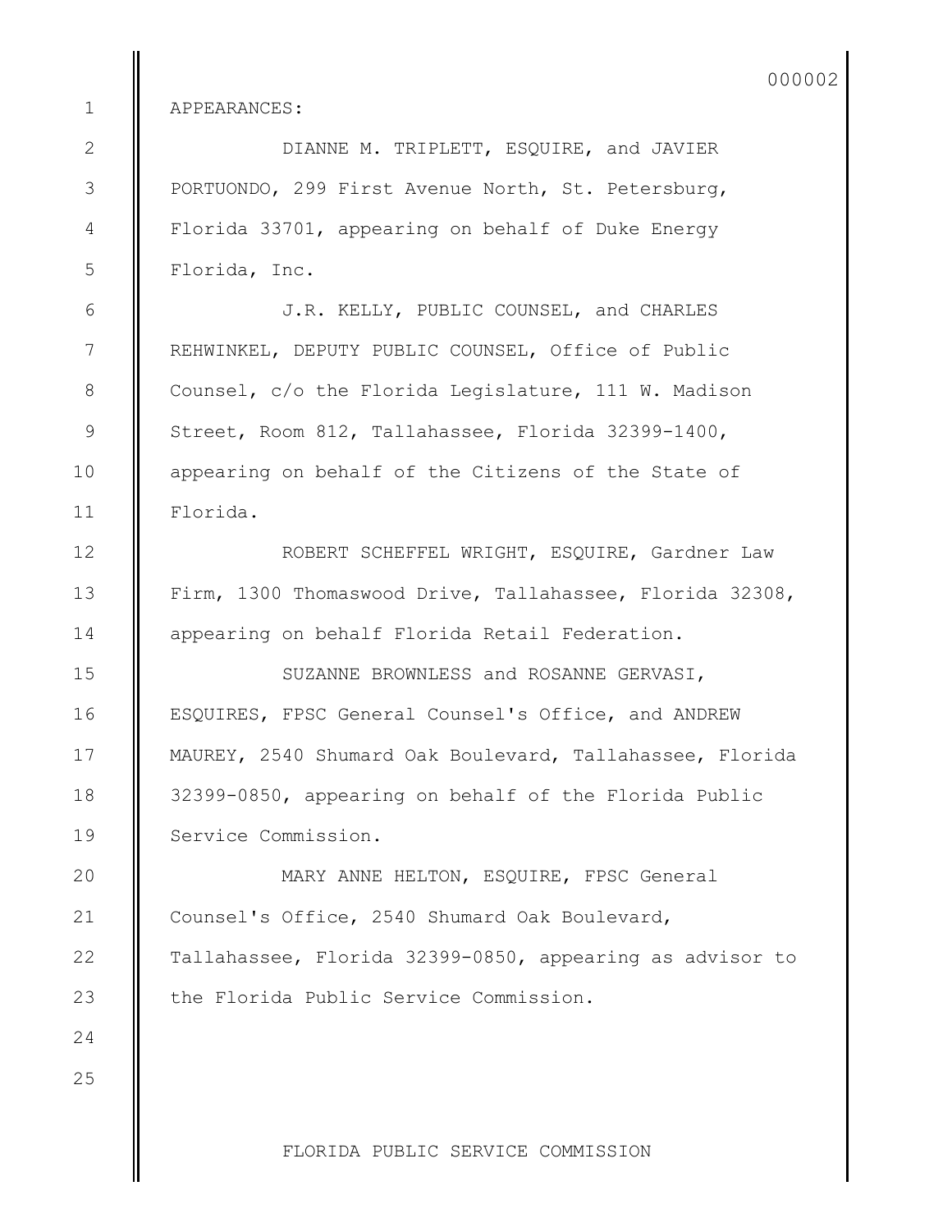APPEARANCES:

DIANNE M. TRIPLETT, ESQUIRE, and JAVIER PORTUONDO, 299 First Avenue North, St. Petersburg, Florida 33701, appearing on behalf of Duke Energy Florida, Inc.

J.R. KELLY, PUBLIC COUNSEL, and CHARLES REHWINKEL, DEPUTY PUBLIC COUNSEL, Office of Public Counsel, c/o the Florida Legislature, 111 W. Madison Street, Room 812, Tallahassee, Florida 32399-1400, appearing on behalf of the Citizens of the State of Florida.

ROBERT SCHEFFEL WRIGHT, ESQUIRE, Gardner Law Firm, 1300 Thomaswood Drive, Tallahassee, Florida 32308, appearing on behalf Florida Retail Federation.

SUZANNE BROWNLESS and ROSANNE GERVASI, ESQUIRES, FPSC General Counsel's Office, and ANDREW MAUREY, 2540 Shumard Oak Boulevard, Tallahassee, Florida 32399-0850, appearing on behalf of the Florida Public Service Commission.

MARY ANNE HELTON, ESQUIRE, FPSC General Counsel's Office, 2540 Shumard Oak Boulevard, Tallahassee, Florida 32399-0850, appearing as advisor to the Florida Public Service Commission.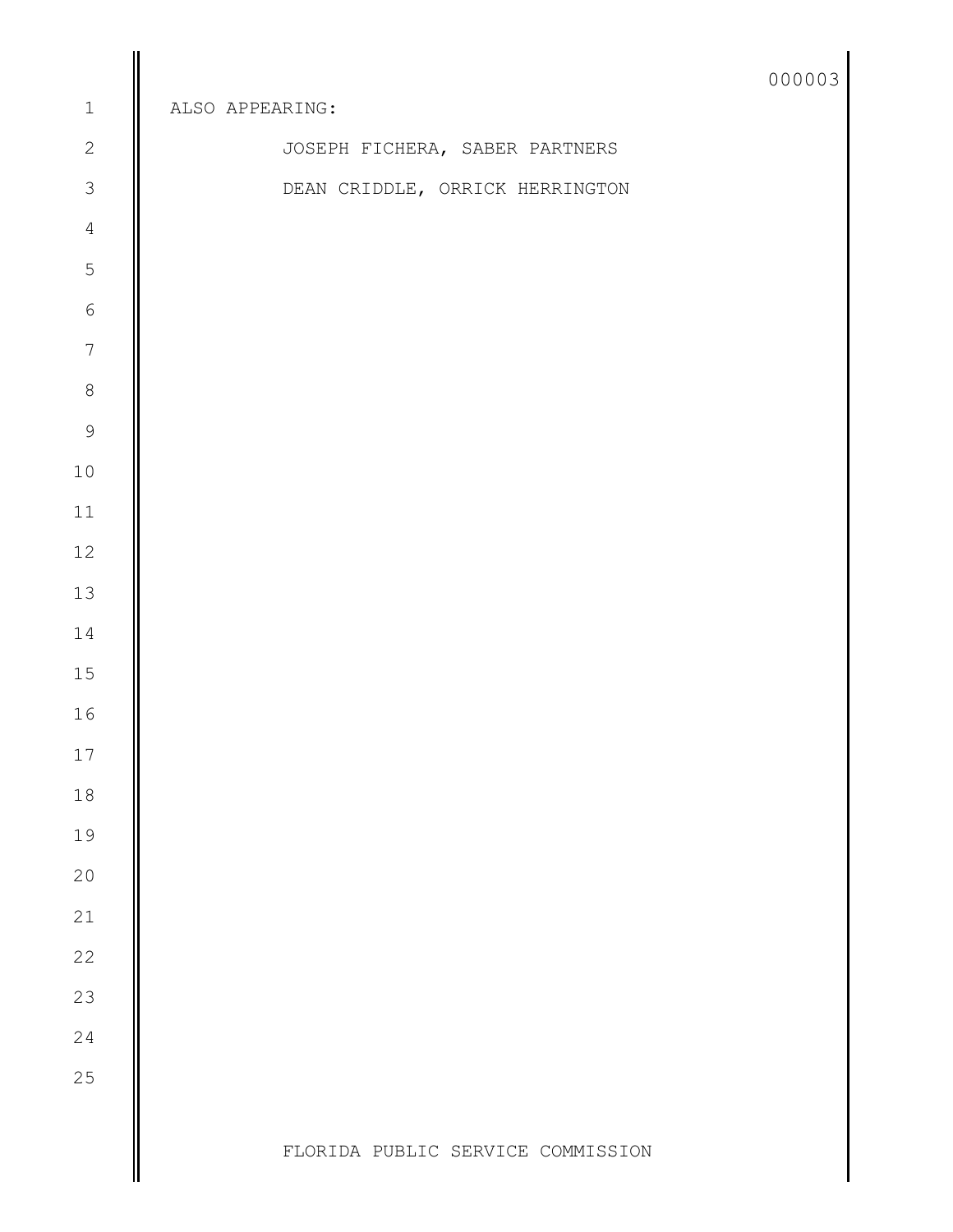ALSO APPEARING:

JOSEPH FICHERA, SABER PARTNERS

DEAN CRIDDLE, ORRICK HERRINGTON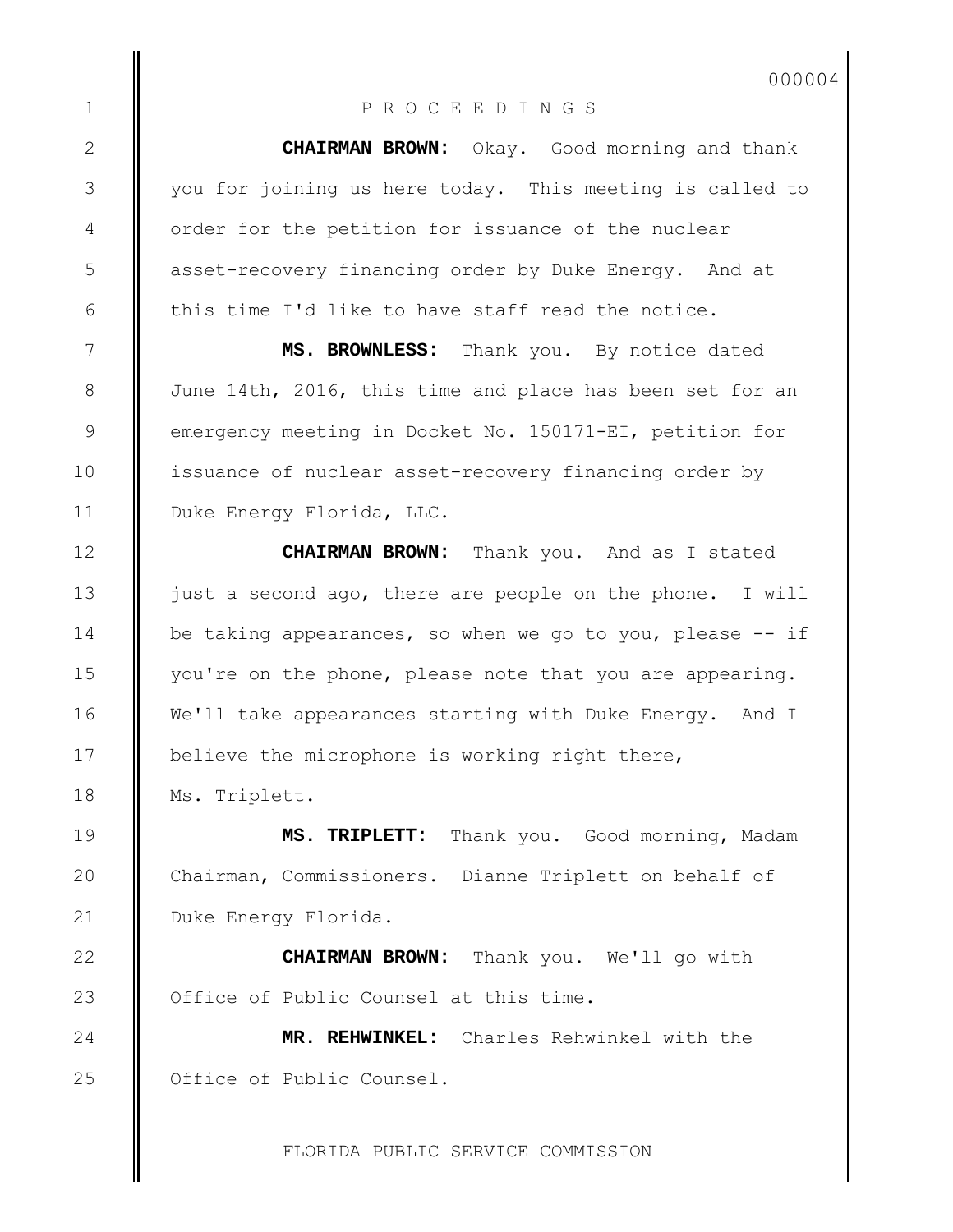P R O C E E D I N G S

**CHAIRMAN BROWN:** Okay. Good morning and thank you for joining us here today. This meeting is called to order for the petition for issuance of the nuclear asset-recovery financing order by Duke Energy. And at this time I'd like to have staff read the notice.

**MS. BROWNLESS:** Thank you. By notice dated June 14th, 2016, this time and place has been set for an emergency meeting in Docket No. 150171-EI, petition for issuance of nuclear asset-recovery financing order by Duke Energy Florida, LLC.

**CHAIRMAN BROWN:** Thank you. And as I stated just a second ago, there are people on the phone. I will be taking appearances, so when we go to you, please -- if you're on the phone, please note that you are appearing. We'll take appearances starting with Duke Energy. And I believe the microphone is working right there, Ms. Triplett.

**MS. TRIPLETT:** Thank you. Good morning, Madam Chairman, Commissioners. Dianne Triplett on behalf of Duke Energy Florida.

**CHAIRMAN BROWN:** Thank you. We'll go with Office of Public Counsel at this time.

**MR. REHWINKEL:** Charles Rehwinkel with the Office of Public Counsel.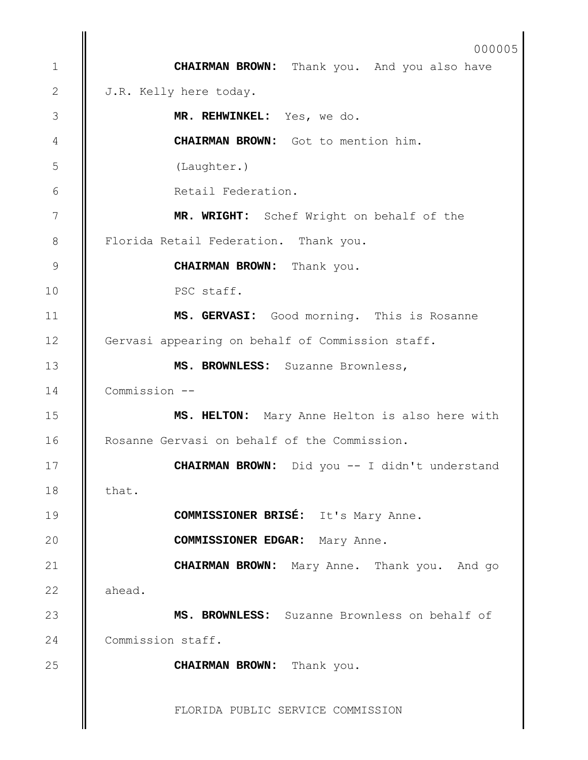**CHAIRMAN BROWN:** Thank you. And you also have J.R. Kelly here today.

**MR. REHWINKEL:** Yes, we do.

**CHAIRMAN BROWN:** Got to mention him.

(Laughter.)

Retail Federation.

**MR. WRIGHT:** Schef Wright on behalf of the Florida Retail Federation. Thank you.

**CHAIRMAN BROWN:** Thank you.

PSC staff.

**MS. GERVASI:** Good morning. This is Rosanne Gervasi appearing on behalf of Commission staff.

**MS. BROWNLESS:** Suzanne Brownless, Commission --

**MS. HELTON:** Mary Anne Helton is also here with Rosanne Gervasi on behalf of the Commission.

**CHAIRMAN BROWN:** Did you -- I didn't understand that.

**COMMISSIONER BRISÉ:** It's Mary Anne.

**COMMISSIONER EDGAR:** Mary Anne.

**CHAIRMAN BROWN:** Mary Anne. Thank you. And go ahead.

**MS. BROWNLESS:** Suzanne Brownless on behalf of Commission staff.

**CHAIRMAN BROWN:** Thank you.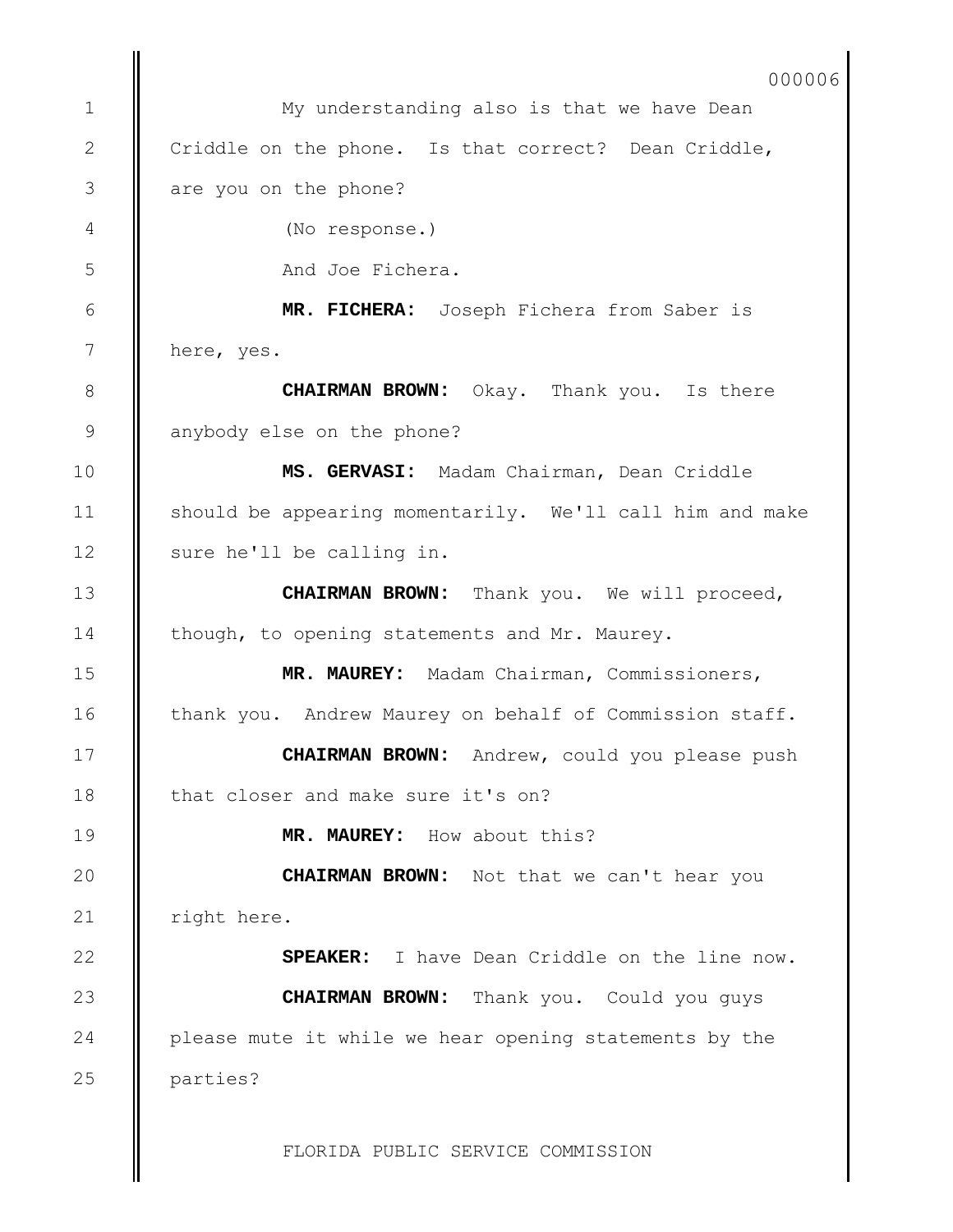My understanding also is that we have Dean Criddle on the phone. Is that correct? Dean Criddle, are you on the phone?

(No response.)

And Joe Fichera.

**MR. FICHERA:** Joseph Fichera from Saber is here, yes.

**CHAIRMAN BROWN:** Okay. Thank you. Is there anybody else on the phone?

**MS. GERVASI:** Madam Chairman, Dean Criddle should be appearing momentarily. We'll call him and make sure he'll be calling in.

**CHAIRMAN BROWN:** Thank you. We will proceed, though, to opening statements and Mr. Maurey.

**MR. MAUREY:** Madam Chairman, Commissioners, thank you. Andrew Maurey on behalf of Commission staff.

**CHAIRMAN BROWN:** Andrew, could you please push that closer and make sure it's on?

**MR. MAUREY:** How about this?

**CHAIRMAN BROWN:** Not that we can't hear you right here.

**SPEAKER:** I have Dean Criddle on the line now.

**CHAIRMAN BROWN:** Thank you. Could you guys please mute it while we hear opening statements by the parties?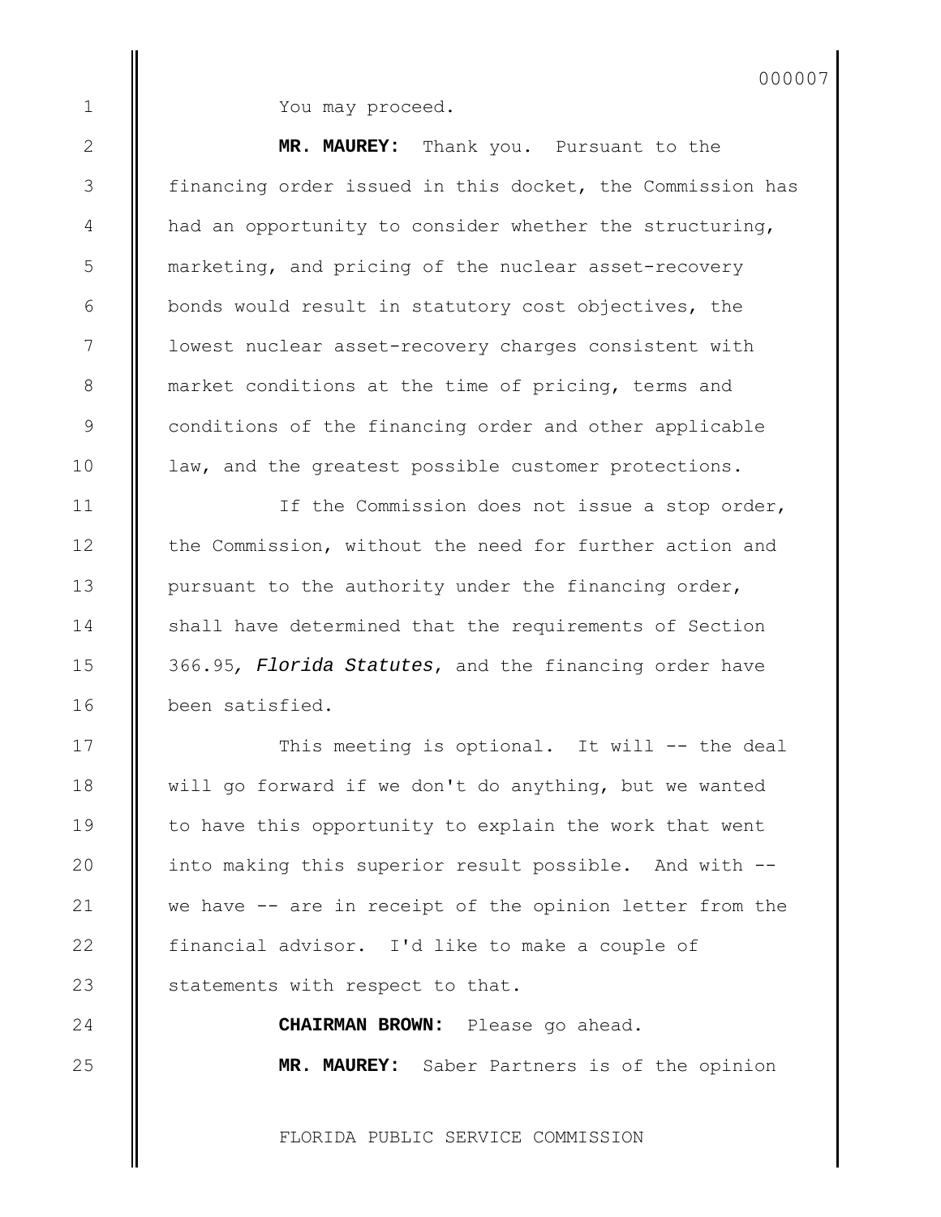You may proceed.

**MR. MAUREY:** Thank you. Pursuant to the financing order issued in this docket, the Commission has had an opportunity to consider whether the structuring, marketing, and pricing of the nuclear asset-recovery bonds would result in statutory cost objectives, the lowest nuclear asset-recovery charges consistent with market conditions at the time of pricing, terms and conditions of the financing order and other applicable law, and the greatest possible customer protections.

If the Commission does not issue a stop order, the Commission, without the need for further action and pursuant to the authority under the financing order, shall have determined that the requirements of Section 366.95*, Florida Statutes*, and the financing order have been satisfied.

This meeting is optional. It will -- the deal will go forward if we don't do anything, but we wanted to have this opportunity to explain the work that went into making this superior result possible. And with -- we have -- are in receipt of the opinion letter from the financial advisor. I'd like to make a couple of statements with respect to that.

**CHAIRMAN BROWN:** Please go ahead.

**MR. MAUREY:** Saber Partners is of the opinion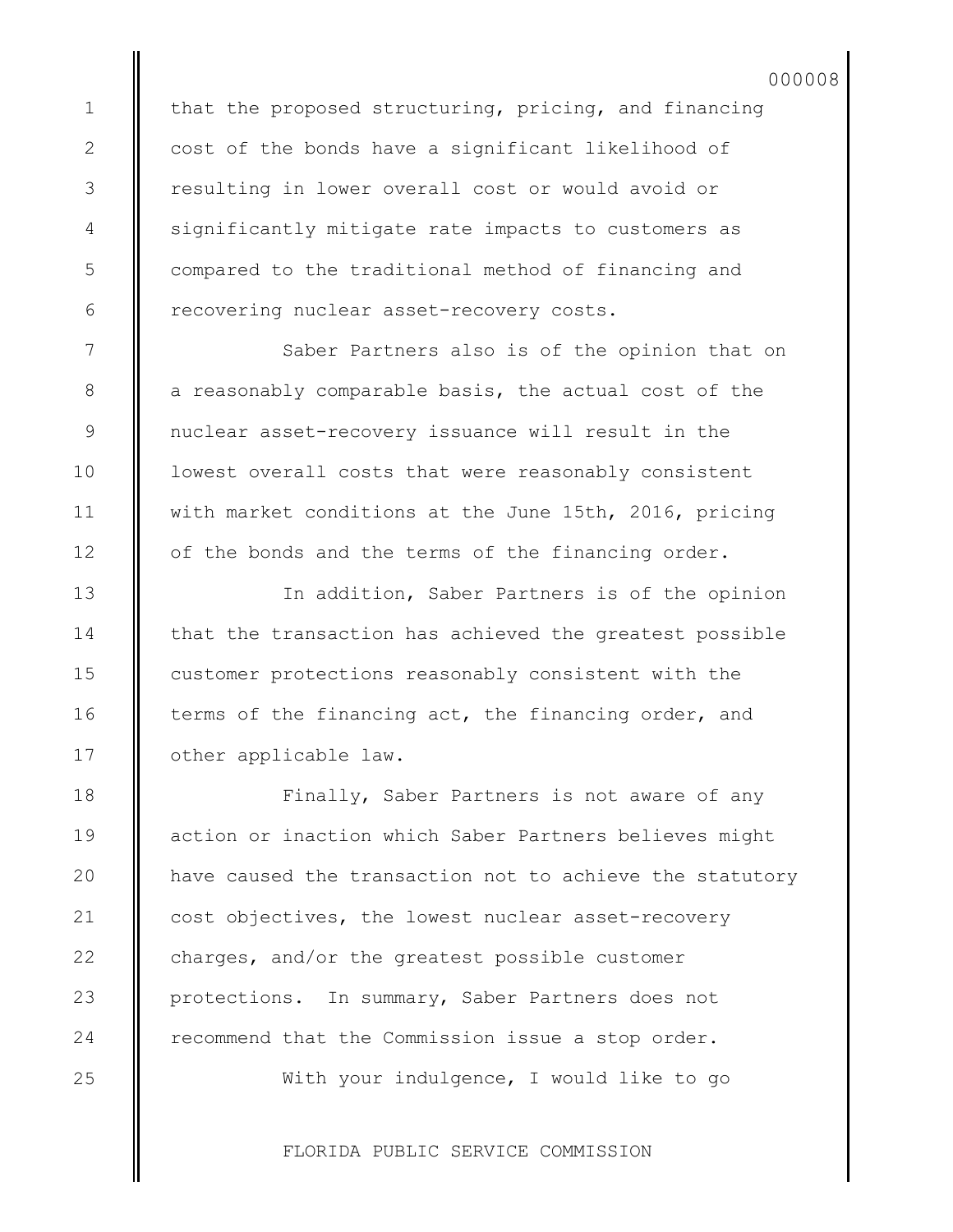that the proposed structuring, pricing, and financing cost of the bonds have a significant likelihood of resulting in lower overall cost or would avoid or significantly mitigate rate impacts to customers as compared to the traditional method of financing and recovering nuclear asset-recovery costs.

Saber Partners also is of the opinion that on a reasonably comparable basis, the actual cost of the nuclear asset-recovery issuance will result in the lowest overall costs that were reasonably consistent with market conditions at the June 15th, 2016, pricing of the bonds and the terms of the financing order.

In addition, Saber Partners is of the opinion that the transaction has achieved the greatest possible customer protections reasonably consistent with the terms of the financing act, the financing order, and other applicable law.

Finally, Saber Partners is not aware of any action or inaction which Saber Partners believes might have caused the transaction not to achieve the statutory cost objectives, the lowest nuclear asset-recovery charges, and/or the greatest possible customer protections. In summary, Saber Partners does not recommend that the Commission issue a stop order.

With your indulgence, I would like to go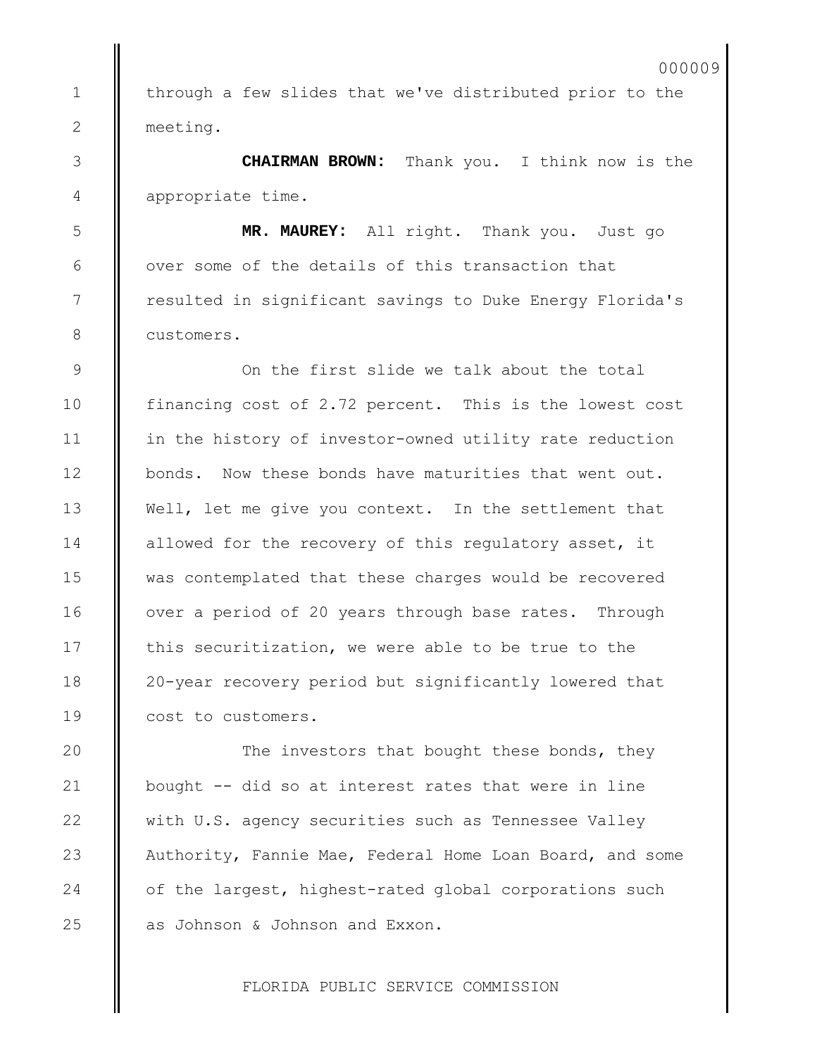through a few slides that we've distributed prior to the meeting.

**CHAIRMAN BROWN:** Thank you. I think now is the appropriate time.

**MR. MAUREY:** All right. Thank you. Just go over some of the details of this transaction that resulted in significant savings to Duke Energy Florida's customers.

On the first slide we talk about the total financing cost of 2.72 percent. This is the lowest cost in the history of investor-owned utility rate reduction bonds. Now these bonds have maturities that went out. Well, let me give you context. In the settlement that allowed for the recovery of this regulatory asset, it was contemplated that these charges would be recovered over a period of 20 years through base rates. Through this securitization, we were able to be true to the 20-year recovery period but significantly lowered that cost to customers.

The investors that bought these bonds, they bought -- did so at interest rates that were in line with U.S. agency securities such as Tennessee Valley Authority, Fannie Mae, Federal Home Loan Board, and some of the largest, highest-rated global corporations such as Johnson & Johnson and Exxon.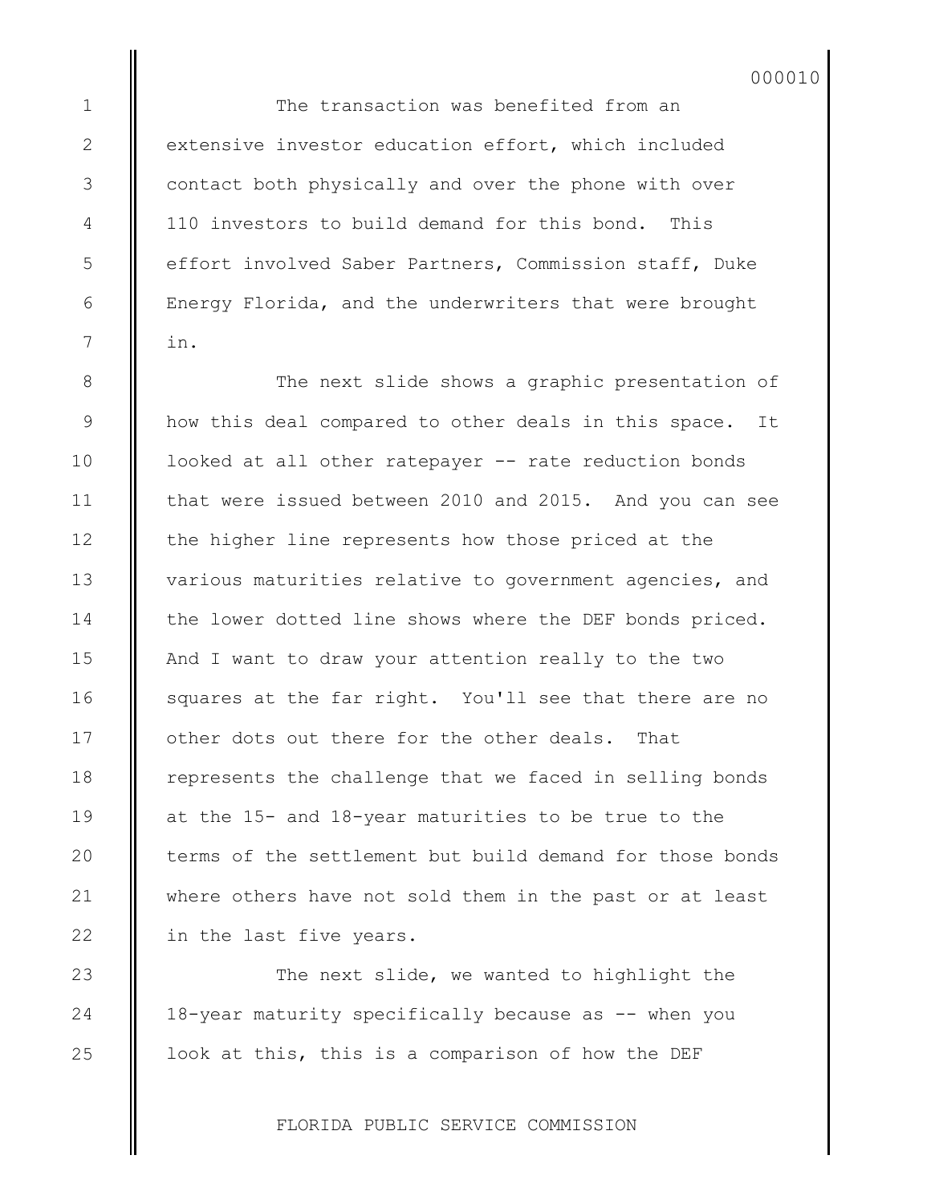The transaction was benefited from an extensive investor education effort, which included contact both physically and over the phone with over 110 investors to build demand for this bond. This effort involved Saber Partners, Commission staff, Duke Energy Florida, and the underwriters that were brought in.

The next slide shows a graphic presentation of how this deal compared to other deals in this space. It looked at all other ratepayer -- rate reduction bonds that were issued between 2010 and 2015. And you can see the higher line represents how those priced at the various maturities relative to government agencies, and the lower dotted line shows where the DEF bonds priced. And I want to draw your attention really to the two squares at the far right. You'll see that there are no other dots out there for the other deals. That represents the challenge that we faced in selling bonds at the 15- and 18-year maturities to be true to the terms of the settlement but build demand for those bonds where others have not sold them in the past or at least in the last five years.

The next slide, we wanted to highlight the 18-year maturity specifically because as -- when you look at this, this is a comparison of how the DEF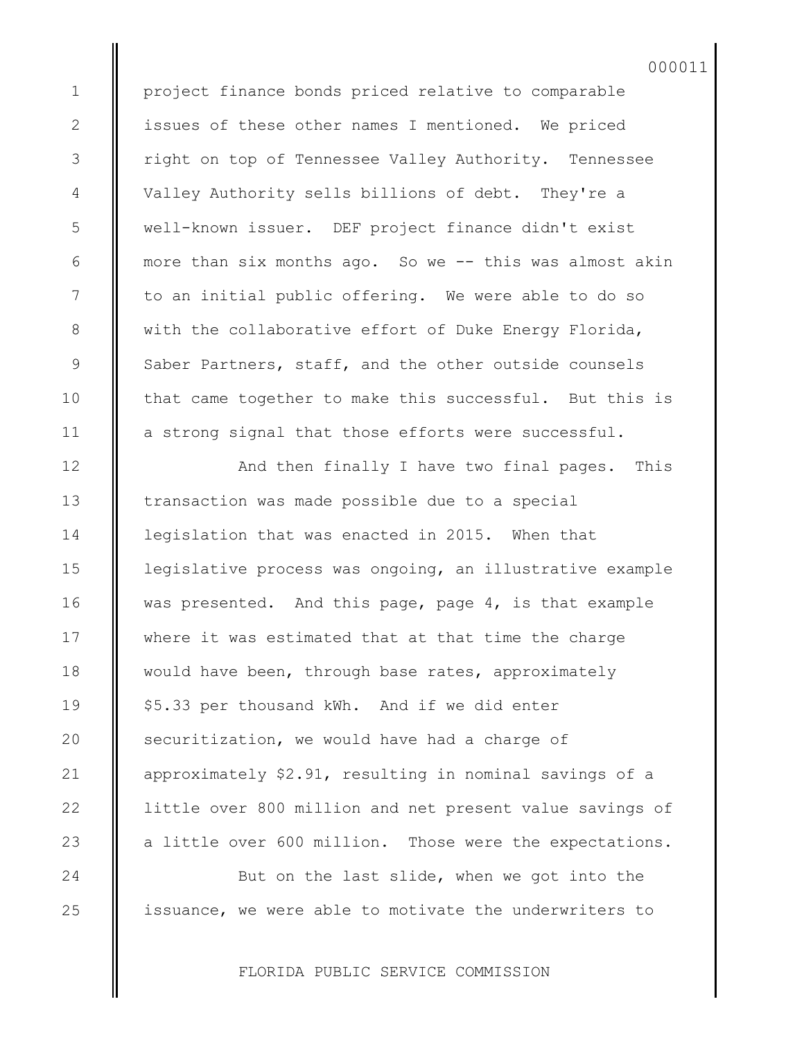project finance bonds priced relative to comparable issues of these other names I mentioned. We priced right on top of Tennessee Valley Authority. Tennessee Valley Authority sells billions of debt. They're a well-known issuer. DEF project finance didn't exist more than six months ago. So we -- this was almost akin to an initial public offering. We were able to do so with the collaborative effort of Duke Energy Florida, Saber Partners, staff, and the other outside counsels that came together to make this successful. But this is a strong signal that those efforts were successful.

And then finally I have two final pages. This transaction was made possible due to a special legislation that was enacted in 2015. When that legislative process was ongoing, an illustrative example was presented. And this page, page 4, is that example where it was estimated that at that time the charge would have been, through base rates, approximately $5.33 per thousand kWh. And if we did enter securitization, we would have had a charge of approximately $2.91, resulting in nominal savings of a little over 800 million and net present value savings of a little over 600 million. Those were the expectations.

But on the last slide, when we got into the issuance, we were able to motivate the underwriters to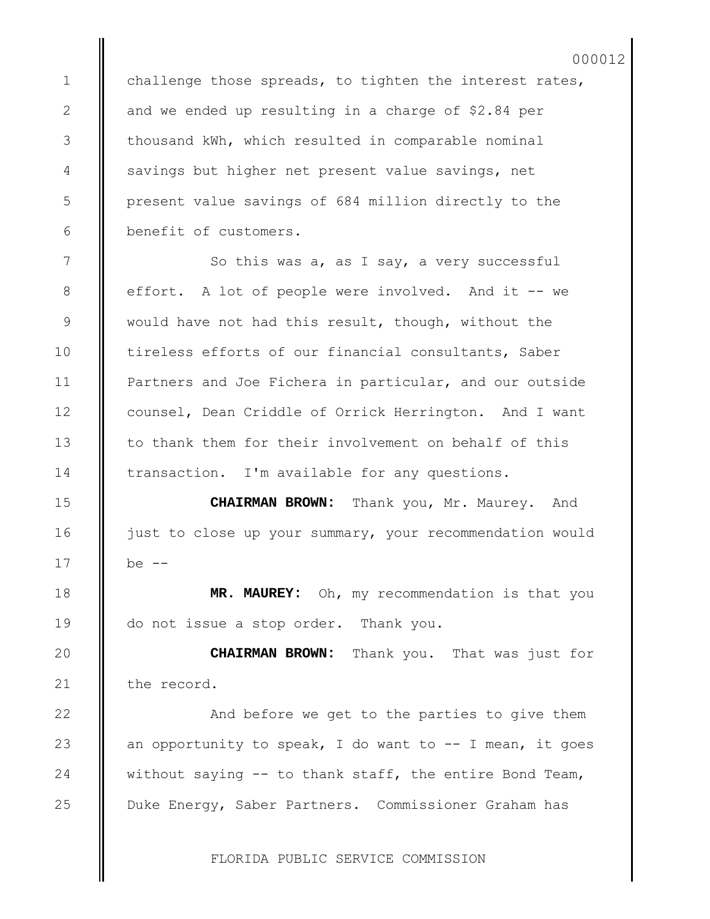challenge those spreads, to tighten the interest rates, and we ended up resulting in a charge of $2.84 per thousand kWh, which resulted in comparable nominal savings but higher net present value savings, net present value savings of 684 million directly to the benefit of customers.

So this was a, as I say, a very successful effort. A lot of people were involved. And it -- we would have not had this result, though, without the tireless efforts of our financial consultants, Saber Partners and Joe Fichera in particular, and our outside counsel, Dean Criddle of Orrick Herrington. And I want to thank them for their involvement on behalf of this transaction. I'm available for any questions.

**CHAIRMAN BROWN:** Thank you, Mr. Maurey. And just to close up your summary, your recommendation would be --

**MR. MAUREY:** Oh, my recommendation is that you do not issue a stop order. Thank you.

**CHAIRMAN BROWN:** Thank you. That was just for the record.

And before we get to the parties to give them an opportunity to speak, I do want to -- I mean, it goes without saying -- to thank staff, the entire Bond Team, Duke Energy, Saber Partners. Commissioner Graham has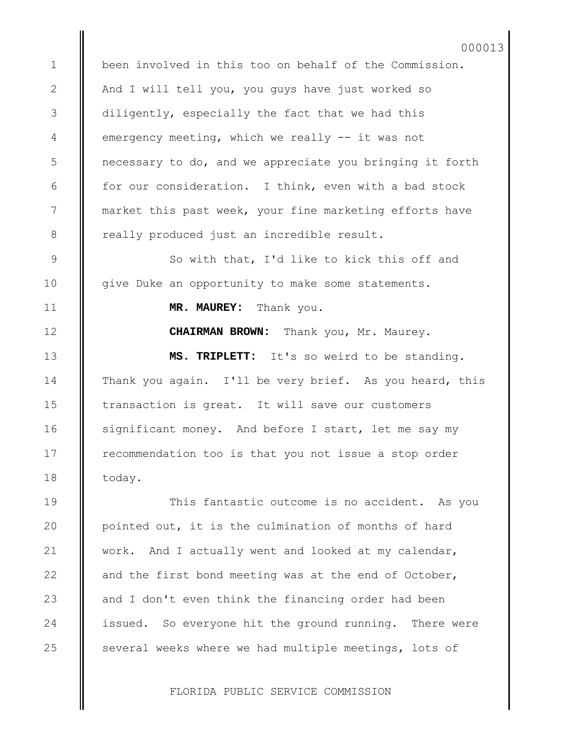been involved in this too on behalf of the Commission. And I will tell you, you guys have just worked so diligently, especially the fact that we had this emergency meeting, which we really -- it was not necessary to do, and we appreciate you bringing it forth for our consideration. I think, even with a bad stock market this past week, your fine marketing efforts have really produced just an incredible result.

So with that, I'd like to kick this off and give Duke an opportunity to make some statements.

**MR. MAUREY:** Thank you.

**CHAIRMAN BROWN:** Thank you, Mr. Maurey.

**MS. TRIPLETT:** It's so weird to be standing. Thank you again. I'll be very brief. As you heard, this transaction is great. It will save our customers significant money. And before I start, let me say my recommendation too is that you not issue a stop order today.

This fantastic outcome is no accident. As you pointed out, it is the culmination of months of hard work. And I actually went and looked at my calendar, and the first bond meeting was at the end of October, and I don't even think the financing order had been issued. So everyone hit the ground running. There were several weeks where we had multiple meetings, lots of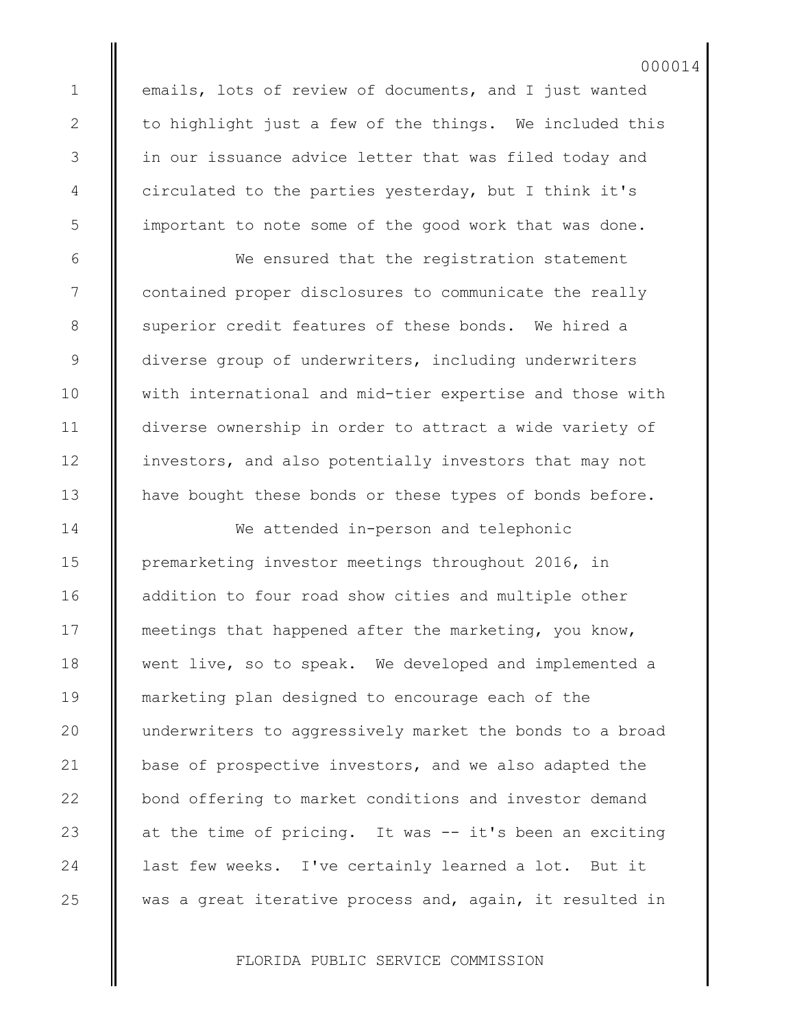emails, lots of review of documents, and I just wanted to highlight just a few of the things. We included this in our issuance advice letter that was filed today and circulated to the parties yesterday, but I think it's important to note some of the good work that was done.

We ensured that the registration statement contained proper disclosures to communicate the really superior credit features of these bonds. We hired a diverse group of underwriters, including underwriters with international and mid-tier expertise and those with diverse ownership in order to attract a wide variety of investors, and also potentially investors that may not have bought these bonds or these types of bonds before.

We attended in-person and telephonic premarketing investor meetings throughout 2016, in addition to four road show cities and multiple other meetings that happened after the marketing, you know, went live, so to speak. We developed and implemented a marketing plan designed to encourage each of the underwriters to aggressively market the bonds to a broad base of prospective investors, and we also adapted the bond offering to market conditions and investor demand at the time of pricing. It was -- it's been an exciting last few weeks. I've certainly learned a lot. But it was a great iterative process and, again, it resulted in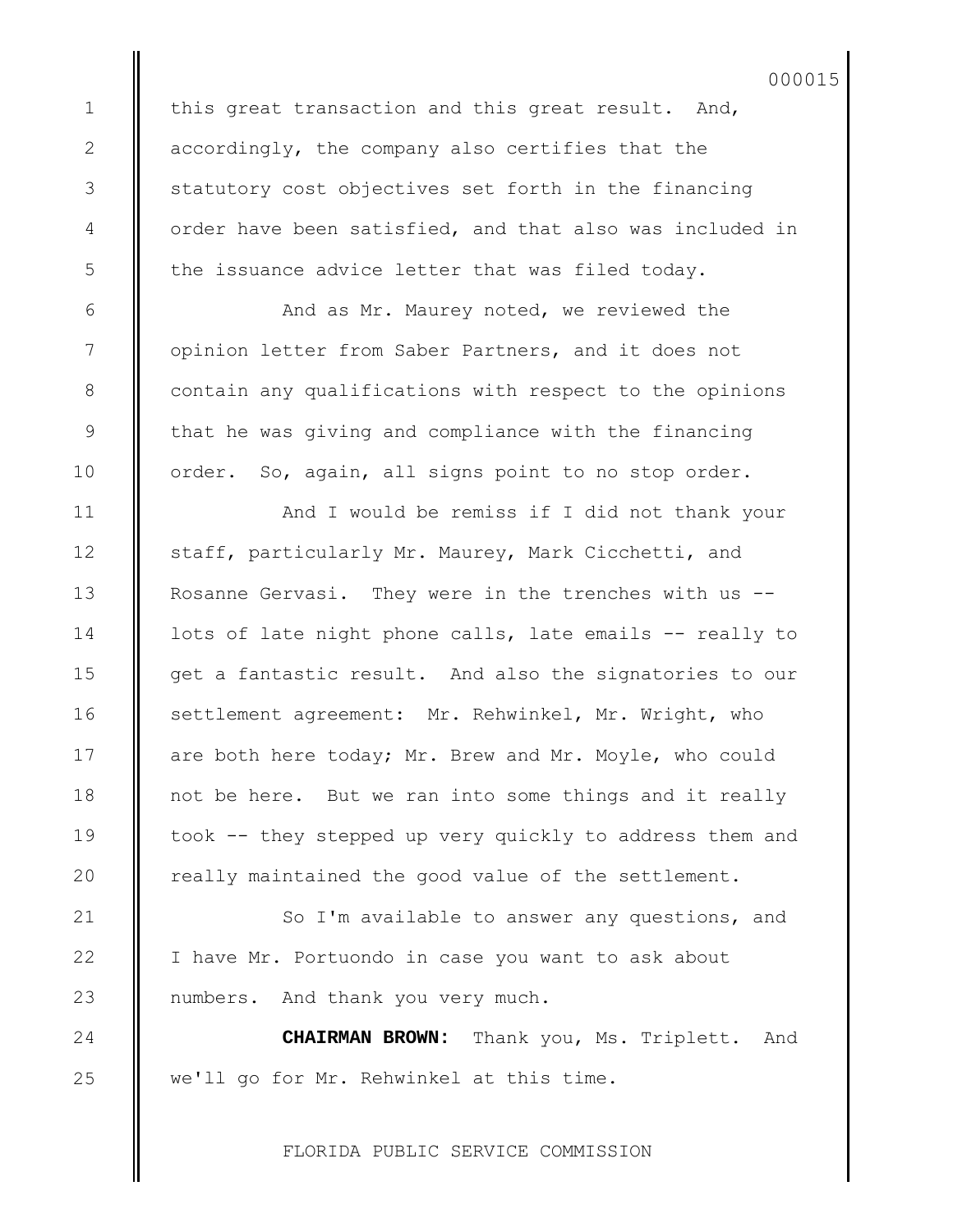this great transaction and this great result. And, accordingly, the company also certifies that the statutory cost objectives set forth in the financing order have been satisfied, and that also was included in the issuance advice letter that was filed today.

And as Mr. Maurey noted, we reviewed the opinion letter from Saber Partners, and it does not contain any qualifications with respect to the opinions that he was giving and compliance with the financing order. So, again, all signs point to no stop order.

And I would be remiss if I did not thank your staff, particularly Mr. Maurey, Mark Cicchetti, and Rosanne Gervasi. They were in the trenches with us -- lots of late night phone calls, late emails -- really to get a fantastic result. And also the signatories to our settlement agreement: Mr. Rehwinkel, Mr. Wright, who are both here today; Mr. Brew and Mr. Moyle, who could not be here. But we ran into some things and it really took -- they stepped up very quickly to address them and really maintained the good value of the settlement.

So I'm available to answer any questions, and I have Mr. Portuondo in case you want to ask about numbers. And thank you very much.

**CHAIRMAN BROWN:** Thank you, Ms. Triplett. And we'll go for Mr. Rehwinkel at this time.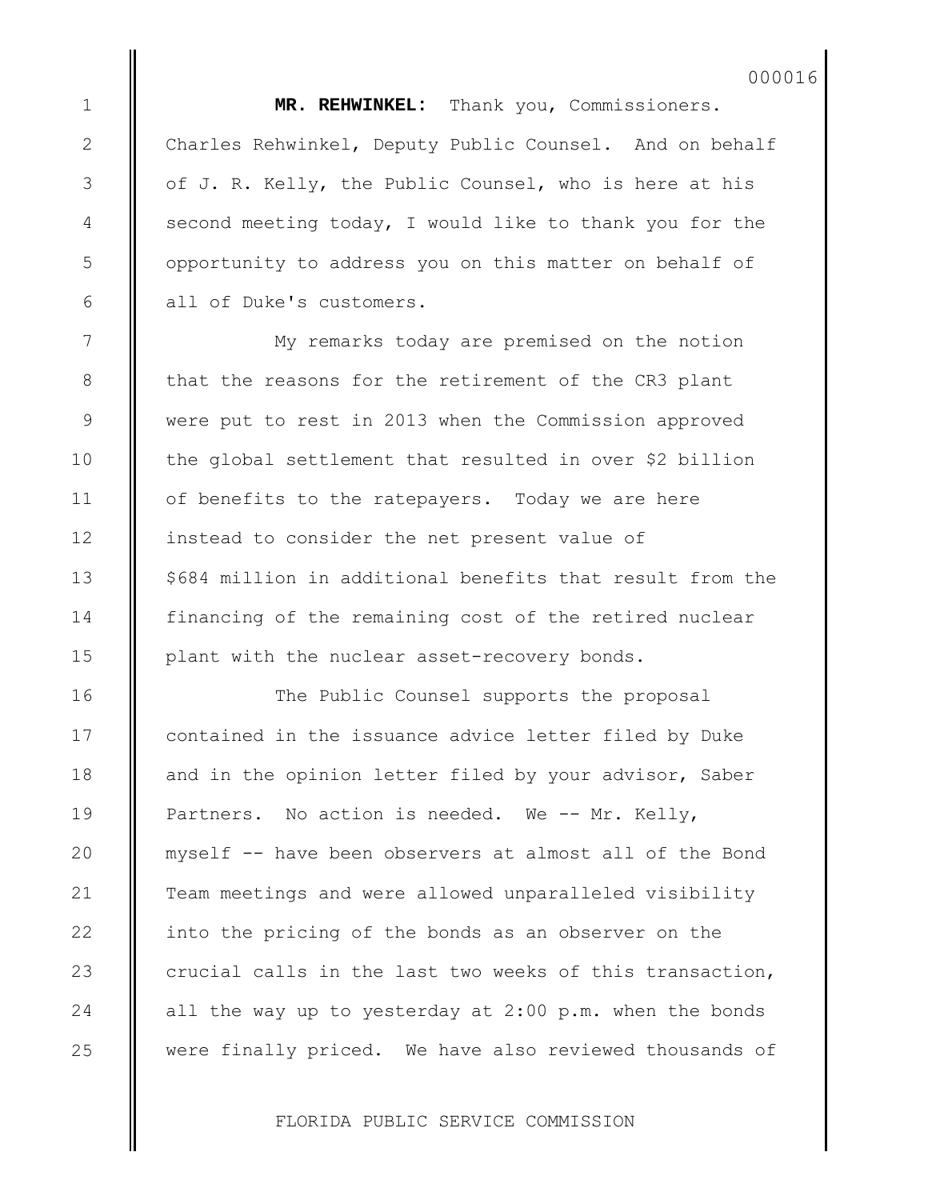**MR. REHWINKEL:** Thank you, Commissioners. Charles Rehwinkel, Deputy Public Counsel. And on behalf of J. R. Kelly, the Public Counsel, who is here at his second meeting today, I would like to thank you for the opportunity to address you on this matter on behalf of all of Duke's customers.

My remarks today are premised on the notion that the reasons for the retirement of the CR3 plant were put to rest in 2013 when the Commission approved the global settlement that resulted in over $2 billion of benefits to the ratepayers. Today we are here instead to consider the net present value of $684 million in additional benefits that result from the financing of the remaining cost of the retired nuclear plant with the nuclear asset-recovery bonds.

The Public Counsel supports the proposal contained in the issuance advice letter filed by Duke and in the opinion letter filed by your advisor, Saber Partners. No action is needed. We -- Mr. Kelly, myself -- have been observers at almost all of the Bond Team meetings and were allowed unparalleled visibility into the pricing of the bonds as an observer on the crucial calls in the last two weeks of this transaction, all the way up to yesterday at 2:00 p.m. when the bonds were finally priced. We have also reviewed thousands of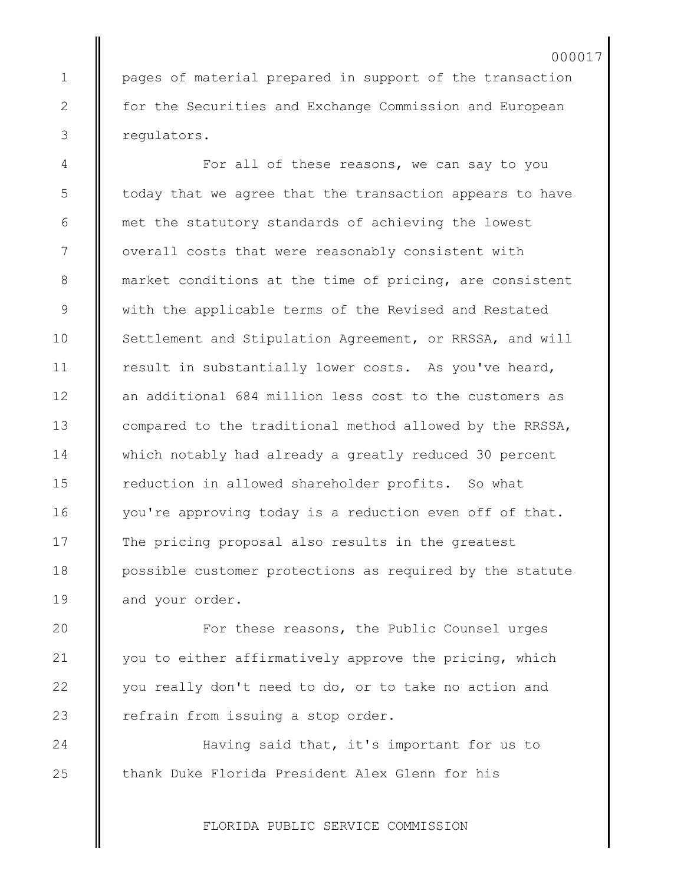pages of material prepared in support of the transaction for the Securities and Exchange Commission and European regulators.

For all of these reasons, we can say to you today that we agree that the transaction appears to have met the statutory standards of achieving the lowest overall costs that were reasonably consistent with market conditions at the time of pricing, are consistent with the applicable terms of the Revised and Restated Settlement and Stipulation Agreement, or RRSSA, and will result in substantially lower costs. As you've heard, an additional 684 million less cost to the customers as compared to the traditional method allowed by the RRSSA, which notably had already a greatly reduced 30 percent reduction in allowed shareholder profits. So what you're approving today is a reduction even off of that. The pricing proposal also results in the greatest possible customer protections as required by the statute and your order.

For these reasons, the Public Counsel urges you to either affirmatively approve the pricing, which you really don't need to do, or to take no action and refrain from issuing a stop order.

Having said that, it's important for us to thank Duke Florida President Alex Glenn for his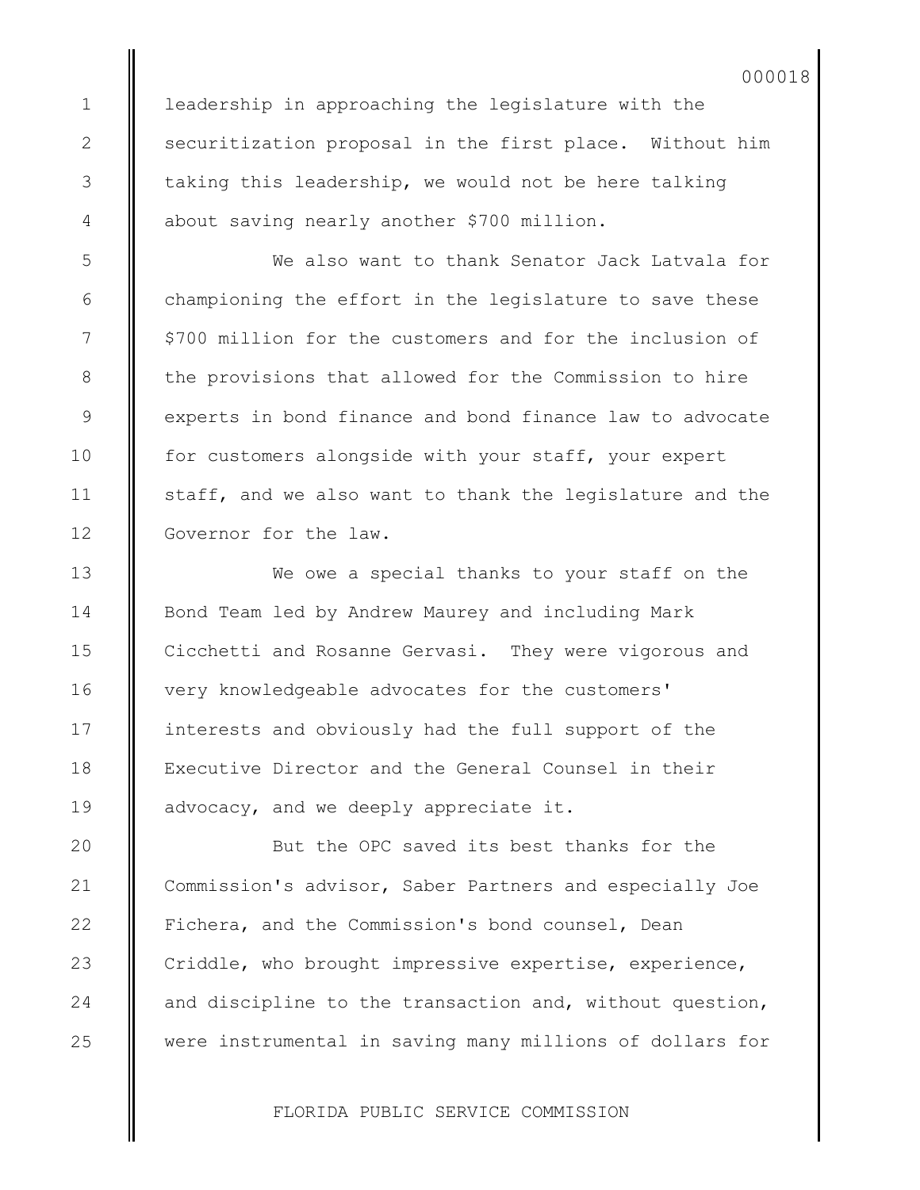leadership in approaching the legislature with the securitization proposal in the first place. Without him taking this leadership, we would not be here talking about saving nearly another $700 million.

We also want to thank Senator Jack Latvala for championing the effort in the legislature to save these $700 million for the customers and for the inclusion of the provisions that allowed for the Commission to hire experts in bond finance and bond finance law to advocate for customers alongside with your staff, your expert staff, and we also want to thank the legislature and the Governor for the law.

We owe a special thanks to your staff on the Bond Team led by Andrew Maurey and including Mark Cicchetti and Rosanne Gervasi. They were vigorous and very knowledgeable advocates for the customers' interests and obviously had the full support of the Executive Director and the General Counsel in their advocacy, and we deeply appreciate it.

But the OPC saved its best thanks for the Commission's advisor, Saber Partners and especially Joe Fichera, and the Commission's bond counsel, Dean Criddle, who brought impressive expertise, experience, and discipline to the transaction and, without question, were instrumental in saving many millions of dollars for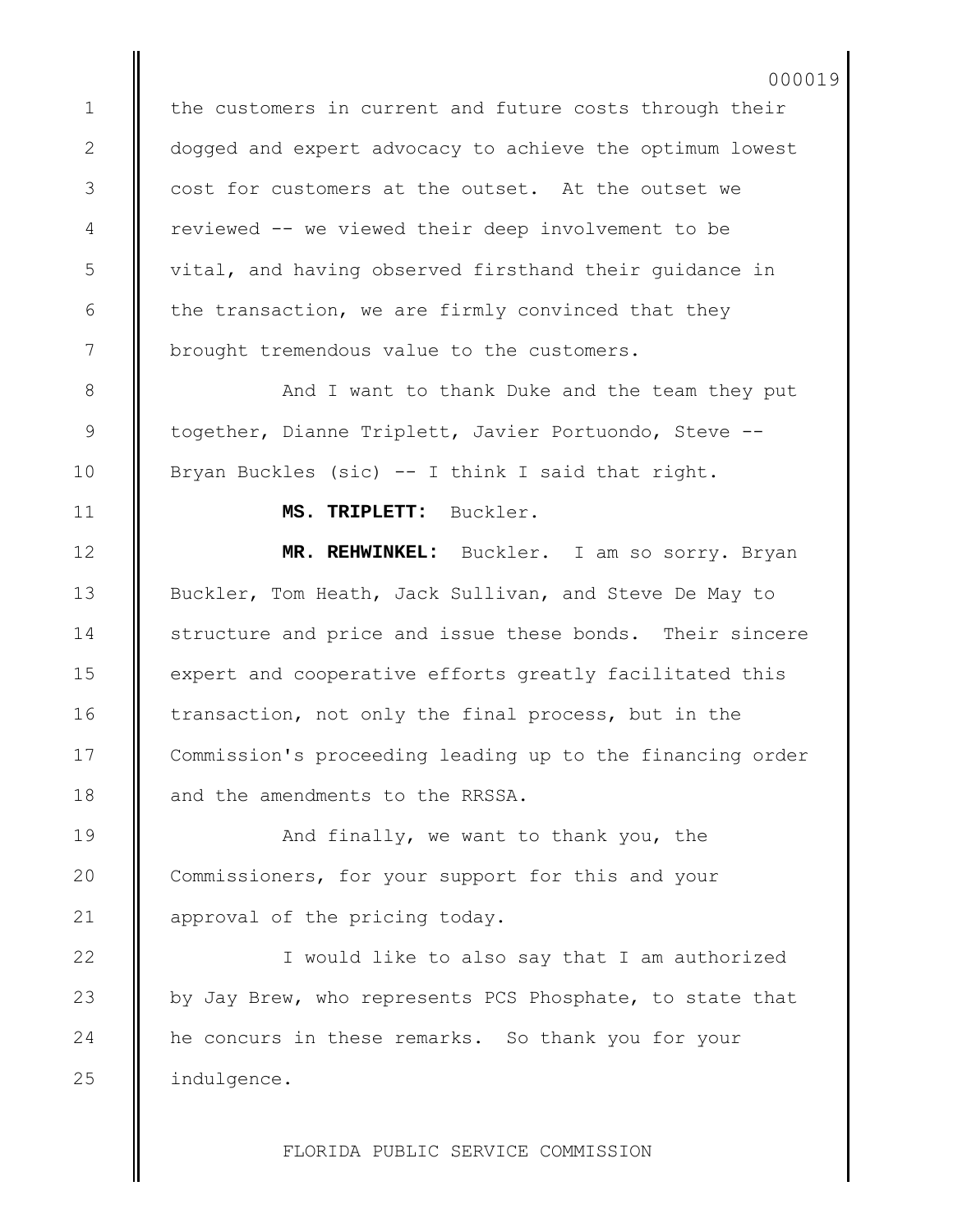the customers in current and future costs through their dogged and expert advocacy to achieve the optimum lowest cost for customers at the outset. At the outset we reviewed -- we viewed their deep involvement to be vital, and having observed firsthand their guidance in the transaction, we are firmly convinced that they brought tremendous value to the customers.

And I want to thank Duke and the team they put together, Dianne Triplett, Javier Portuondo, Steve -- Bryan Buckles (sic) -- I think I said that right.

**MS. TRIPLETT:** Buckler.

**MR. REHWINKEL:** Buckler. I am so sorry. Bryan Buckler, Tom Heath, Jack Sullivan, and Steve De May to structure and price and issue these bonds. Their sincere expert and cooperative efforts greatly facilitated this transaction, not only the final process, but in the Commission's proceeding leading up to the financing order and the amendments to the RRSSA.

And finally, we want to thank you, the Commissioners, for your support for this and your approval of the pricing today.

I would like to also say that I am authorized by Jay Brew, who represents PCS Phosphate, to state that he concurs in these remarks. So thank you for your indulgence.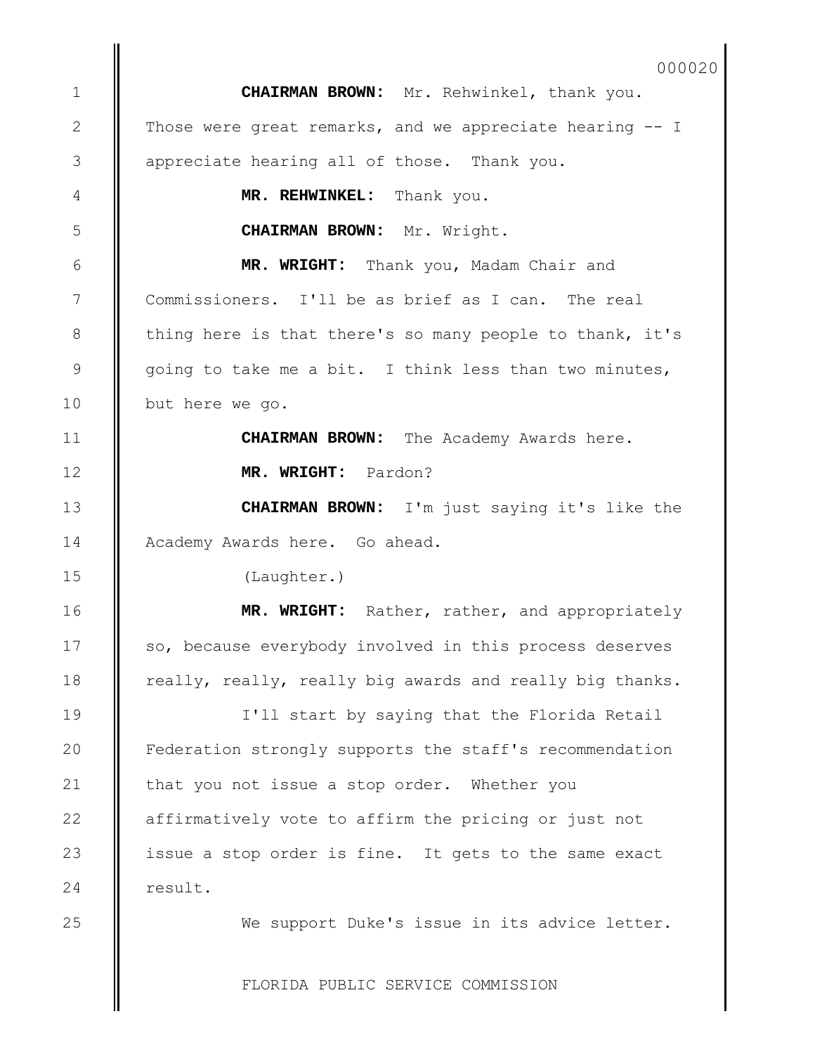**CHAIRMAN BROWN:** Mr. Rehwinkel, thank you. Those were great remarks, and we appreciate hearing -- I appreciate hearing all of those. Thank you.

**MR. REHWINKEL:** Thank you.

**CHAIRMAN BROWN:** Mr. Wright.

**MR. WRIGHT:** Thank you, Madam Chair and Commissioners. I'll be as brief as I can. The real thing here is that there's so many people to thank, it's going to take me a bit. I think less than two minutes, but here we go.

**CHAIRMAN BROWN:** The Academy Awards here.

**MR. WRIGHT:** Pardon?

**CHAIRMAN BROWN:** I'm just saying it's like the Academy Awards here. Go ahead.

(Laughter.)

**MR. WRIGHT:** Rather, rather, and appropriately so, because everybody involved in this process deserves really, really, really big awards and really big thanks.

I'll start by saying that the Florida Retail Federation strongly supports the staff's recommendation that you not issue a stop order. Whether you affirmatively vote to affirm the pricing or just not issue a stop order is fine. It gets to the same exact result.

We support Duke's issue in its advice letter.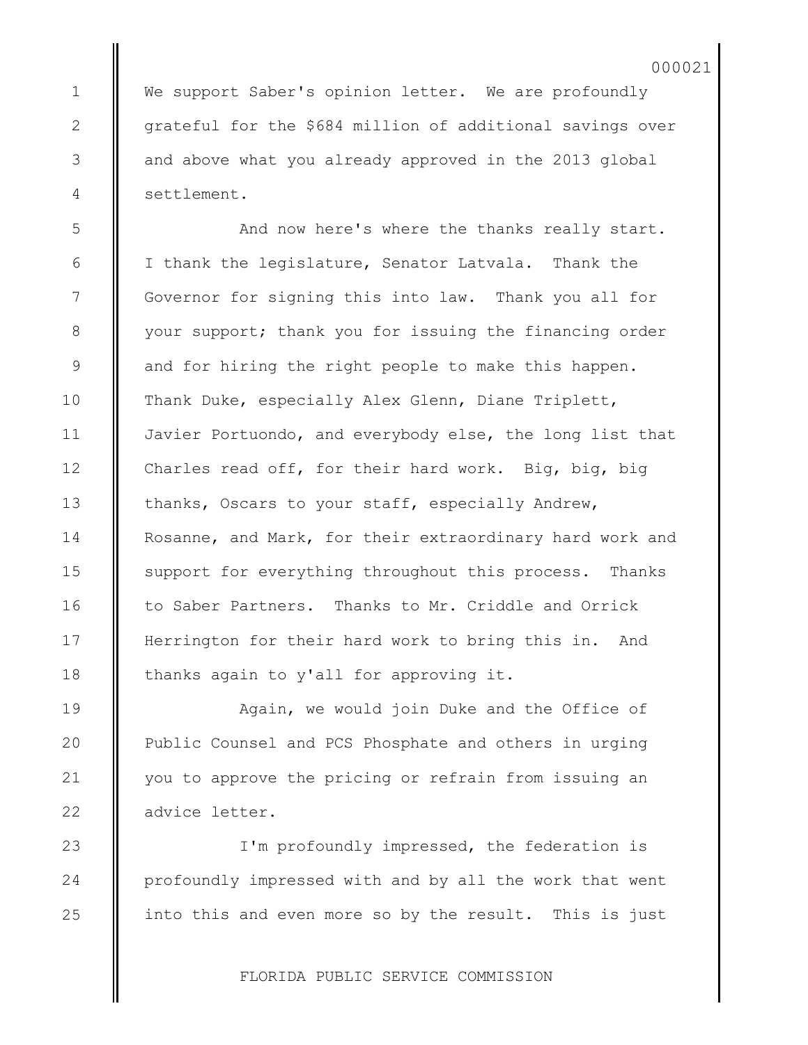We support Saber's opinion letter. We are profoundly grateful for the $684 million of additional savings over and above what you already approved in the 2013 global settlement.

And now here's where the thanks really start. I thank the legislature, Senator Latvala. Thank the Governor for signing this into law. Thank you all for your support; thank you for issuing the financing order and for hiring the right people to make this happen. Thank Duke, especially Alex Glenn, Diane Triplett, Javier Portuondo, and everybody else, the long list that Charles read off, for their hard work. Big, big, big thanks, Oscars to your staff, especially Andrew, Rosanne, and Mark, for their extraordinary hard work and support for everything throughout this process. Thanks to Saber Partners. Thanks to Mr. Criddle and Orrick Herrington for their hard work to bring this in. And thanks again to y'all for approving it.

Again, we would join Duke and the Office of Public Counsel and PCS Phosphate and others in urging you to approve the pricing or refrain from issuing an advice letter.

I'm profoundly impressed, the federation is profoundly impressed with and by all the work that went into this and even more so by the result. This is just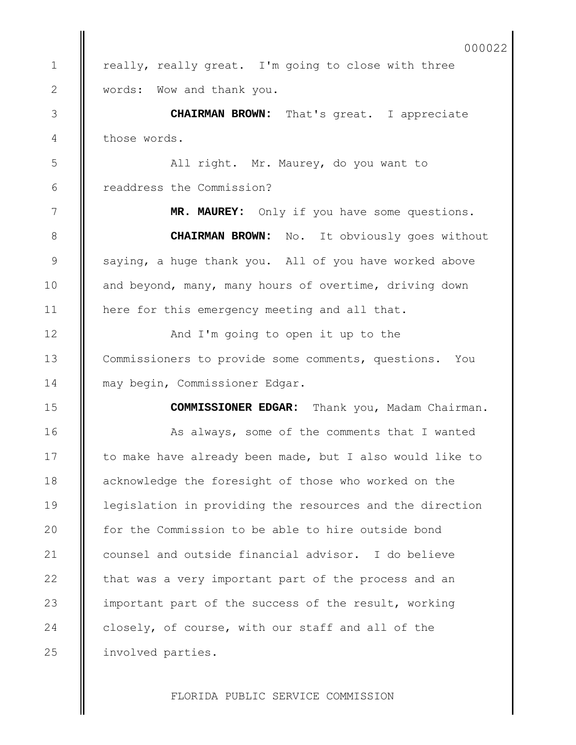really, really great. I'm going to close with three words: Wow and thank you.

**CHAIRMAN BROWN:** That's great. I appreciate those words.

All right. Mr. Maurey, do you want to readdress the Commission?

**MR. MAUREY:** Only if you have some questions.

**CHAIRMAN BROWN:** No. It obviously goes without saying, a huge thank you. All of you have worked above and beyond, many, many hours of overtime, driving down here for this emergency meeting and all that.

And I'm going to open it up to the Commissioners to provide some comments, questions. You may begin, Commissioner Edgar.

**COMMISSIONER EDGAR:** Thank you, Madam Chairman.

As always, some of the comments that I wanted to make have already been made, but I also would like to acknowledge the foresight of those who worked on the legislation in providing the resources and the direction for the Commission to be able to hire outside bond counsel and outside financial advisor. I do believe that was a very important part of the process and an important part of the success of the result, working closely, of course, with our staff and all of the involved parties.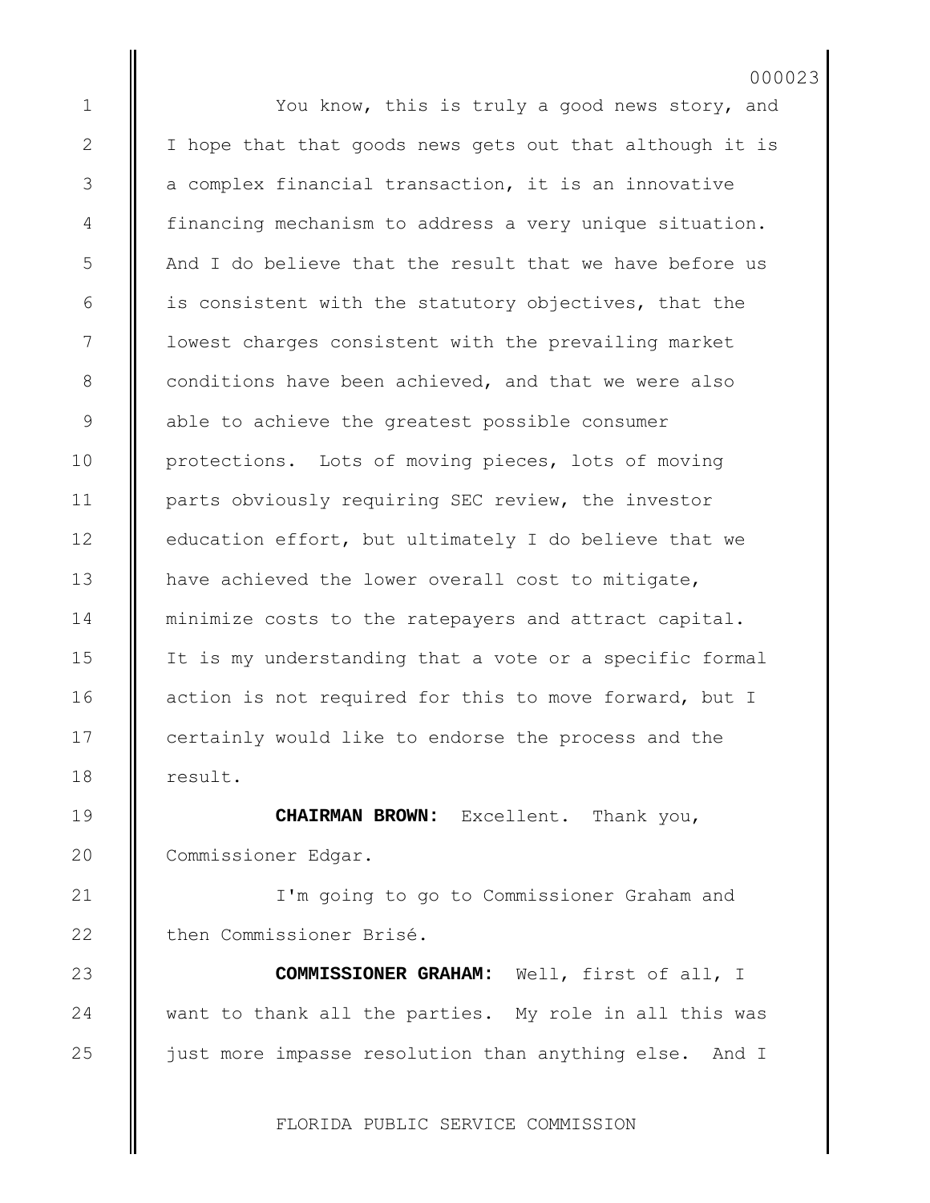You know, this is truly a good news story, and I hope that that goods news gets out that although it is a complex financial transaction, it is an innovative financing mechanism to address a very unique situation. And I do believe that the result that we have before us is consistent with the statutory objectives, that the lowest charges consistent with the prevailing market conditions have been achieved, and that we were also able to achieve the greatest possible consumer protections. Lots of moving pieces, lots of moving parts obviously requiring SEC review, the investor education effort, but ultimately I do believe that we have achieved the lower overall cost to mitigate, minimize costs to the ratepayers and attract capital. It is my understanding that a vote or a specific formal action is not required for this to move forward, but I certainly would like to endorse the process and the result.

**CHAIRMAN BROWN:** Excellent. Thank you, Commissioner Edgar.

I'm going to go to Commissioner Graham and then Commissioner Brisé.

**COMMISSIONER GRAHAM:** Well, first of all, I want to thank all the parties. My role in all this was just more impasse resolution than anything else. And I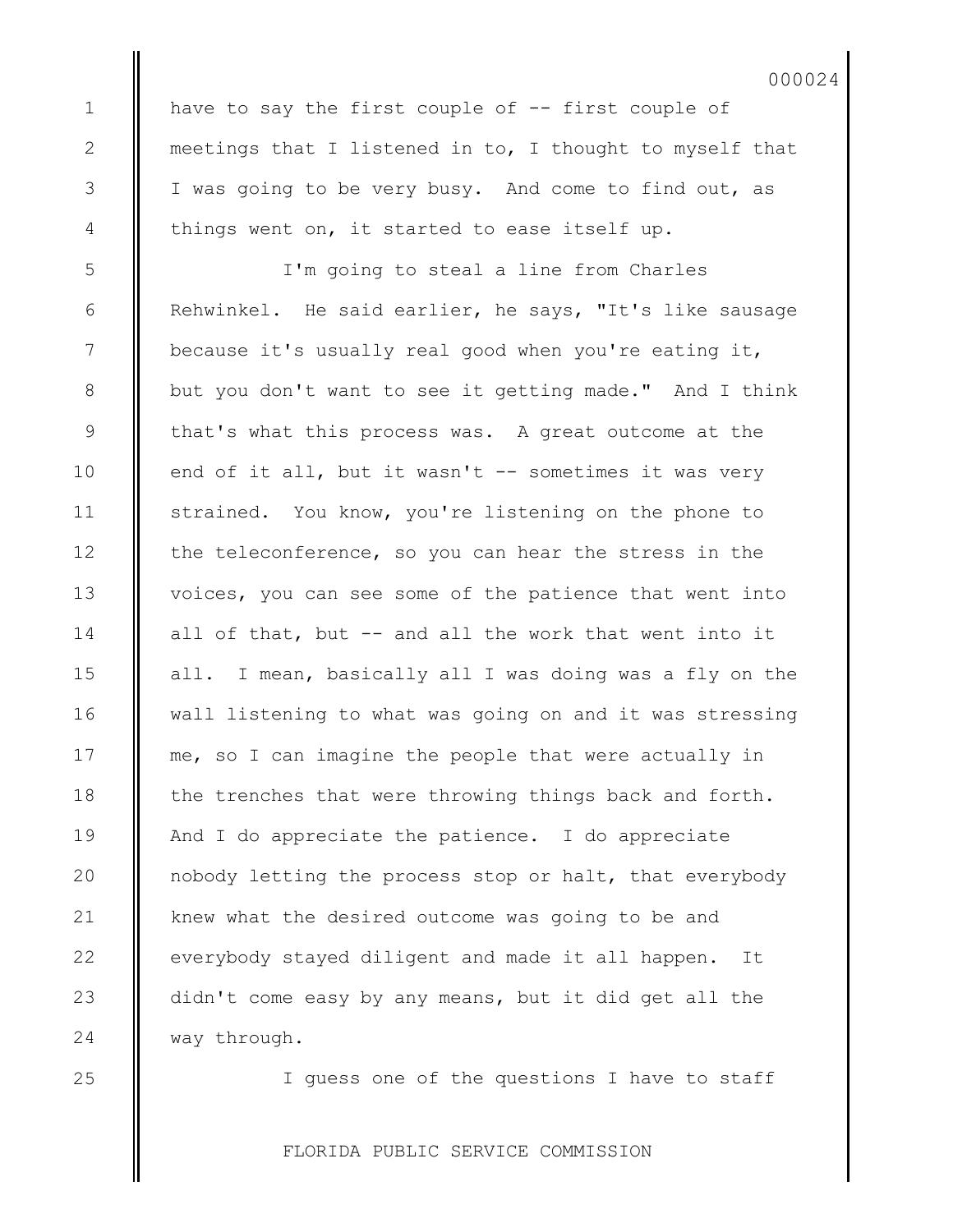have to say the first couple of -- first couple of meetings that I listened in to, I thought to myself that I was going to be very busy. And come to find out, as things went on, it started to ease itself up.

I'm going to steal a line from Charles Rehwinkel. He said earlier, he says, "It's like sausage because it's usually real good when you're eating it, but you don't want to see it getting made." And I think that's what this process was. A great outcome at the end of it all, but it wasn't -- sometimes it was very strained. You know, you're listening on the phone to the teleconference, so you can hear the stress in the voices, you can see some of the patience that went into all of that, but -- and all the work that went into it all. I mean, basically all I was doing was a fly on the wall listening to what was going on and it was stressing me, so I can imagine the people that were actually in the trenches that were throwing things back and forth. And I do appreciate the patience. I do appreciate nobody letting the process stop or halt, that everybody knew what the desired outcome was going to be and everybody stayed diligent and made it all happen. It didn't come easy by any means, but it did get all the way through.

I guess one of the questions I have to staff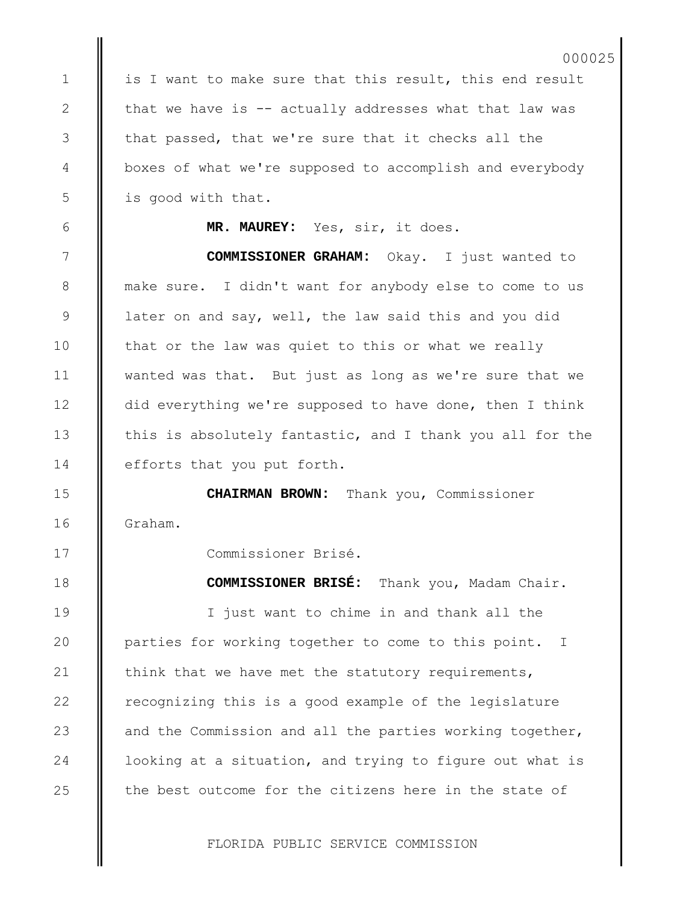is I want to make sure that this result, this end result that we have is -- actually addresses what that law was that passed, that we're sure that it checks all the boxes of what we're supposed to accomplish and everybody is good with that.

**MR. MAUREY:** Yes, sir, it does.

**COMMISSIONER GRAHAM:** Okay. I just wanted to make sure. I didn't want for anybody else to come to us later on and say, well, the law said this and you did that or the law was quiet to this or what we really wanted was that. But just as long as we're sure that we did everything we're supposed to have done, then I think this is absolutely fantastic, and I thank you all for the efforts that you put forth.

**CHAIRMAN BROWN:** Thank you, Commissioner Graham.

Commissioner Brisé.

**COMMISSIONER BRISÉ:** Thank you, Madam Chair.

I just want to chime in and thank all the parties for working together to come to this point. I think that we have met the statutory requirements, recognizing this is a good example of the legislature and the Commission and all the parties working together, looking at a situation, and trying to figure out what is the best outcome for the citizens here in the state of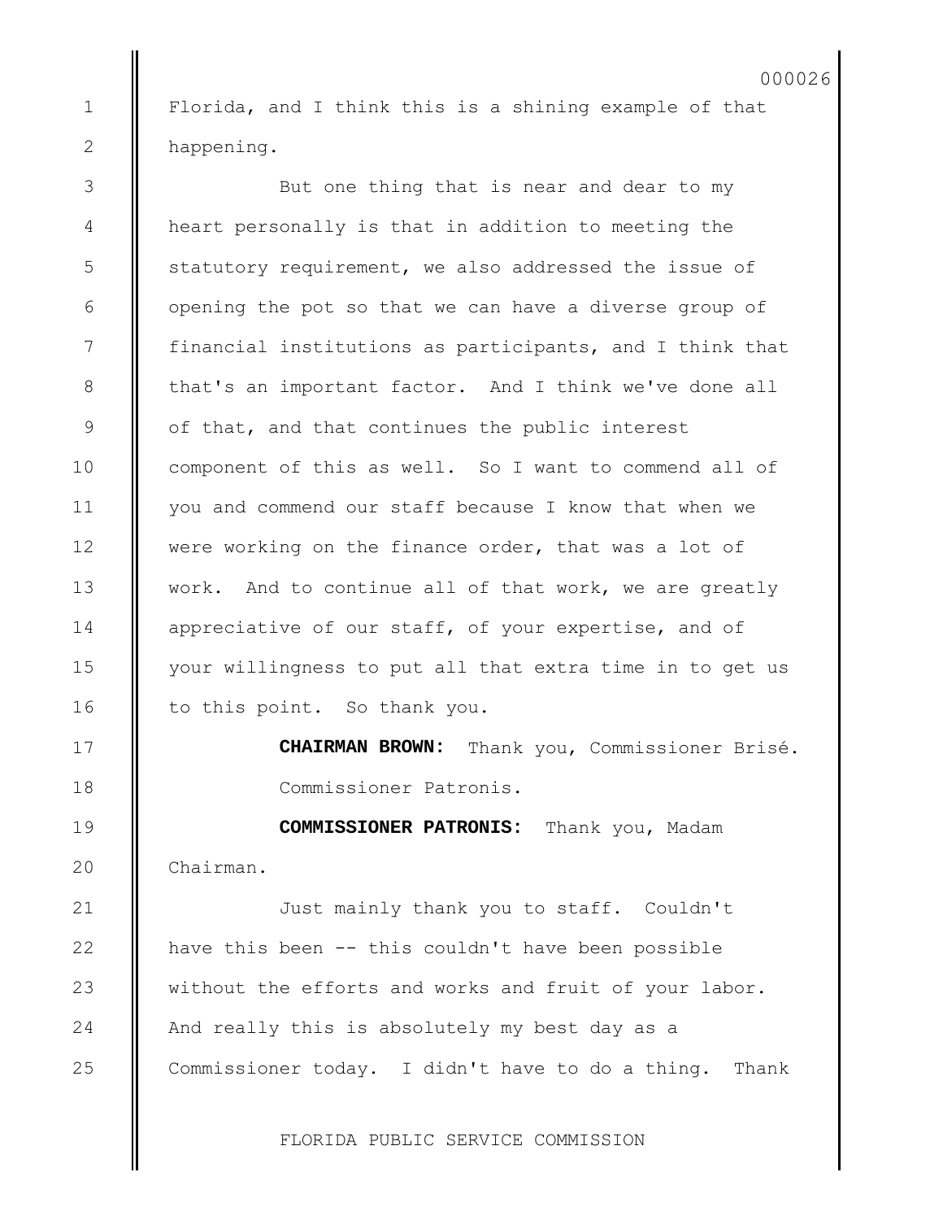Florida, and I think this is a shining example of that happening.

But one thing that is near and dear to my heart personally is that in addition to meeting the statutory requirement, we also addressed the issue of opening the pot so that we can have a diverse group of financial institutions as participants, and I think that that's an important factor. And I think we've done all of that, and that continues the public interest component of this as well. So I want to commend all of you and commend our staff because I know that when we were working on the finance order, that was a lot of work. And to continue all of that work, we are greatly appreciative of our staff, of your expertise, and of your willingness to put all that extra time in to get us to this point. So thank you.

**CHAIRMAN BROWN:** Thank you, Commissioner Brisé. Commissioner Patronis.

**COMMISSIONER PATRONIS:** Thank you, Madam Chairman.

Just mainly thank you to staff. Couldn't have this been -- this couldn't have been possible without the efforts and works and fruit of your labor. And really this is absolutely my best day as a Commissioner today. I didn't have to do a thing. Thank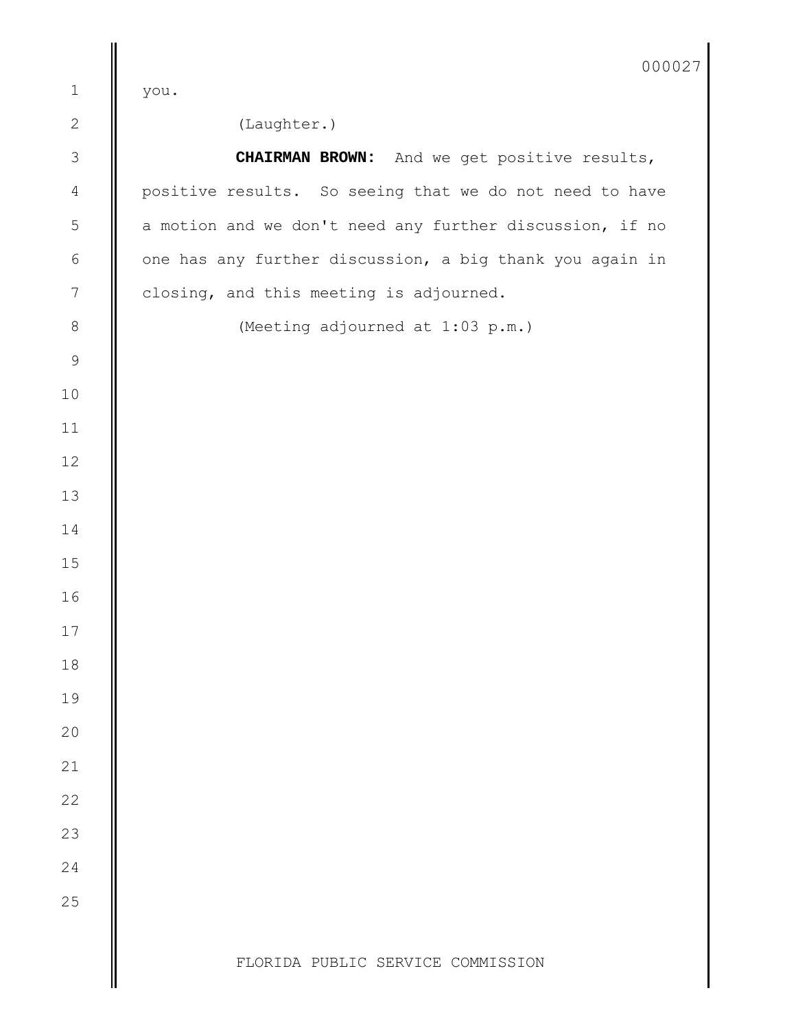you.

(Laughter.)

**CHAIRMAN BROWN:** And we get positive results, positive results. So seeing that we do not need to have a motion and we don't need any further discussion, if no one has any further discussion, a big thank you again in closing, and this meeting is adjourned.

(Meeting adjourned at 1:03 p.m.)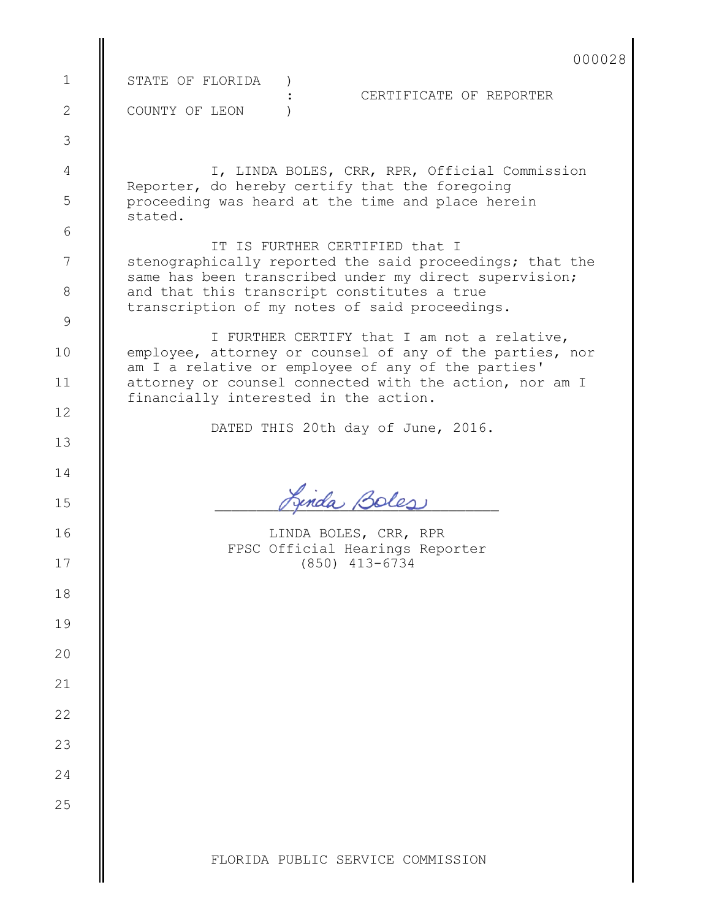STATE OF FLORIDA )
: CERTIFICATE OF REPORTER
COUNTY OF LEON )

I, LINDA BOLES, CRR, RPR, Official Commission Reporter, do hereby certify that the foregoing proceeding was heard at the time and place herein stated.

IT IS FURTHER CERTIFIED that I stenographically reported the said proceedings; that the same has been transcribed under my direct supervision; and that this transcript constitutes a true transcription of my notes of said proceedings.

I FURTHER CERTIFY that I am not a relative, employee, attorney or counsel of any of the parties, nor am I a relative or employee of any of the parties' attorney or counsel connected with the action, nor am I financially interested in the action.

DATED THIS 20th day of June, 2016.

Linda Boles
______________________________

LINDA BOLES, CRR, RPR
FPSC Official Hearings Reporter
(850) 413-6734